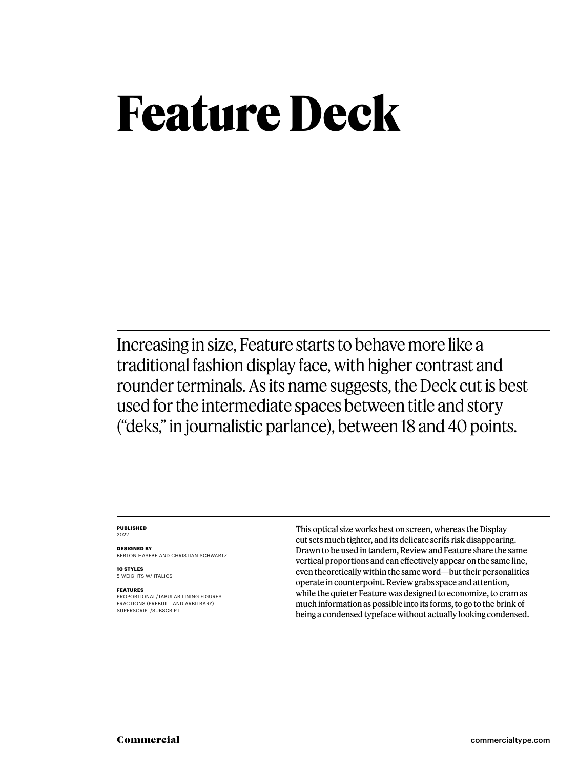# Feature Deck

Increasing in size, Feature starts to behave more like a traditional fashion display face, with higher contrast and rounder terminals. As its name suggests, the Deck cut is best used for the intermediate spaces between title and story ("deks," in journalistic parlance), between 18 and 40 points.

**PUBLISHED**
2022

**DESIGNED BY**
BERTON HASEBE AND CHRISTIAN SCHWARTZ

**10 STYLES**
5 WEIGHTS W/ ITALICS

**FEATURES**
PROPORTIONAL/TABULAR LINING FIGURES
FRACTIONS (PREBUILT AND ARBITRARY)
SUPERSCRIPT/SUBSCRIPT

This optical size works best on screen, whereas the Display cut sets much tighter, and its delicate serifs risk disappearing. Drawn to be used in tandem, Review and Feature share the same vertical proportions and can effectively appear on the same line, even theoretically within the same word—but their personalities operate in counterpoint. Review grabs space and attention, while the quieter Feature was designed to economize, to cram as much information as possible into its forms, to go to the brink of being a condensed typeface without actually looking condensed.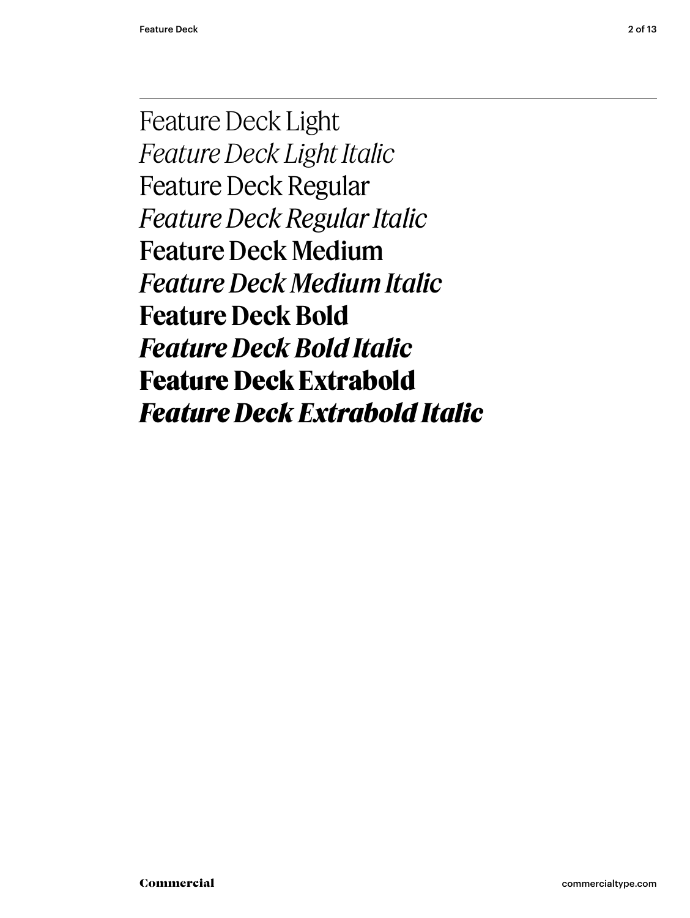Feature Deck Light

*Feature Deck Light Italic*

Feature Deck Regular

*Feature Deck Regular Italic*

Feature Deck Medium

*Feature Deck Medium Italic*

**Feature Deck Bold**

***Feature Deck Bold Italic***

**Feature Deck Extrabold**

***Feature Deck Extrabold Italic***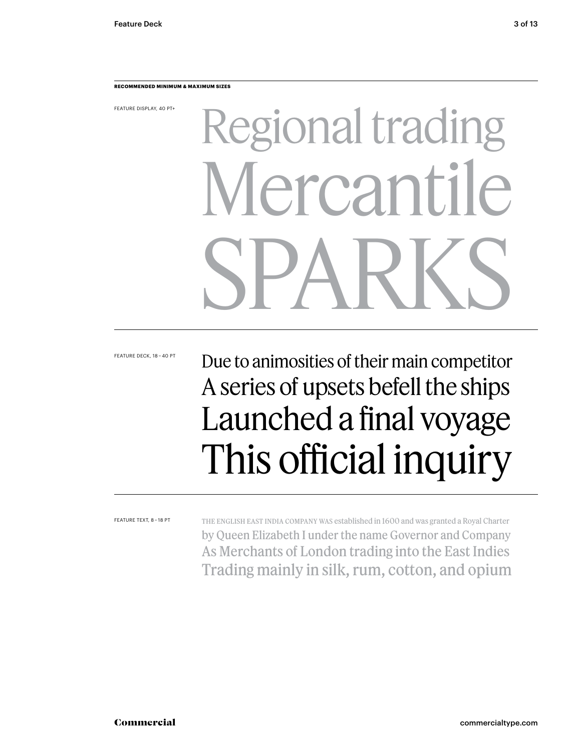**RECOMMENDED MINIMUM & MAXIMUM SIZES**

FEATURE DISPLAY, 40 PT+

Regional trading
Mercantile
SPARKS

FEATURE DECK, 18 – 40 PT

Due to animosities of their main competitor
A series of upsets befell the ships
Launched a final voyage
This official inquiry

FEATURE TEXT, 8 – 18 PT

THE ENGLISH EAST INDIA COMPANY WAS established in 1600 and was granted a Royal Charter
by Queen Elizabeth I under the name Governor and Company
As Merchants of London trading into the East Indies
Trading mainly in silk, rum, cotton, and opium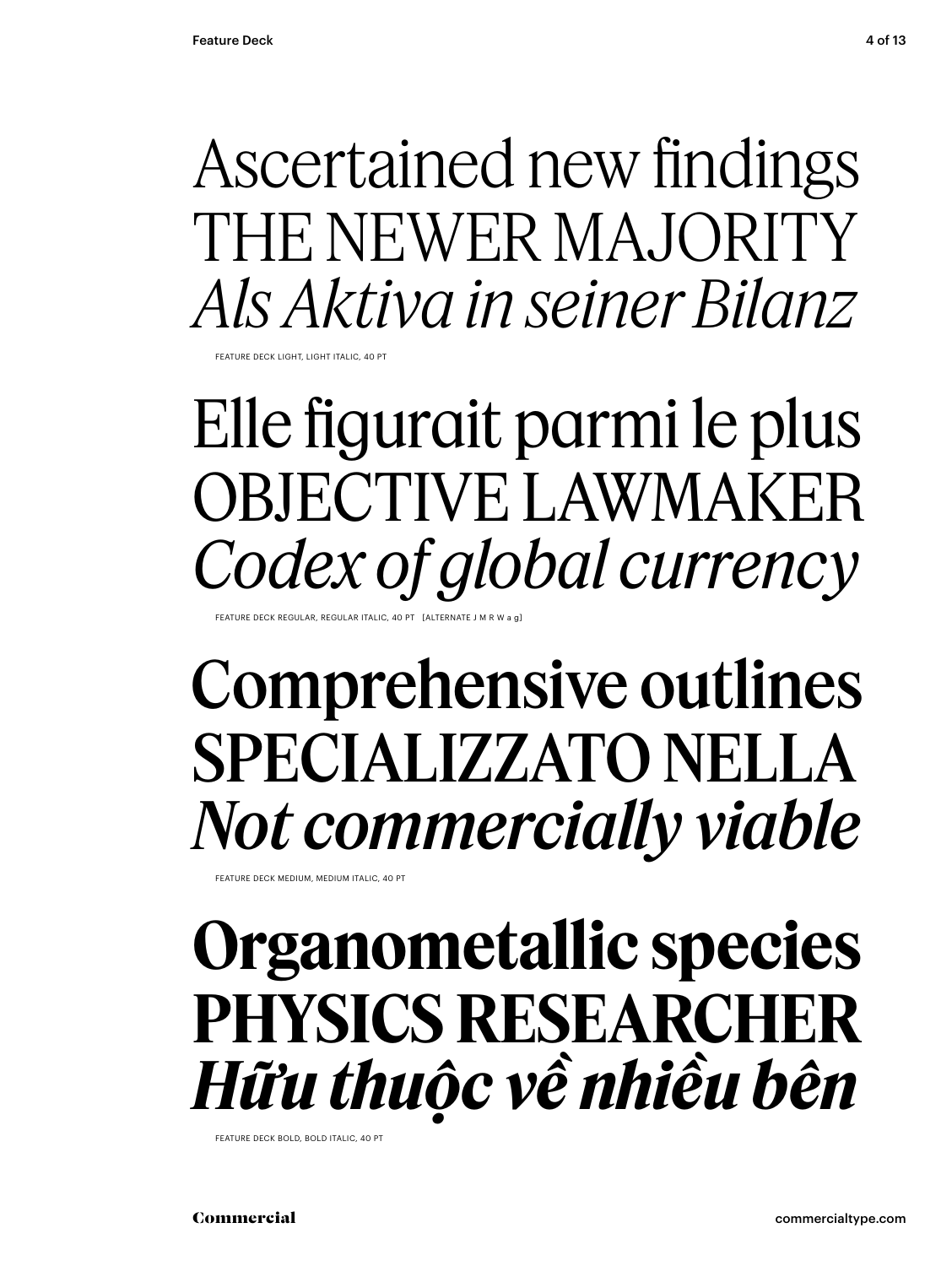Ascertained new findings
THE NEWER MAJORITY
*Als Aktiva in seiner Bilanz*

FEATURE DECK LIGHT, LIGHT ITALIC, 40 PT

Elle figurait parmi le plus
OBJECTIVE LAWMAKER
*Codex of global currency*

FEATURE DECK REGULAR, REGULAR ITALIC, 40 PT [ALTERNATE J M R W a g]

Comprehensive outlines
SPECIALIZZATO NELLA
*Not commercially viable*

FEATURE DECK MEDIUM, MEDIUM ITALIC, 40 PT

**Organometallic species**
**PHYSICS RESEARCHER**
***Hữu thuộc về nhiều bên***

FEATURE DECK BOLD, BOLD ITALIC, 40 PT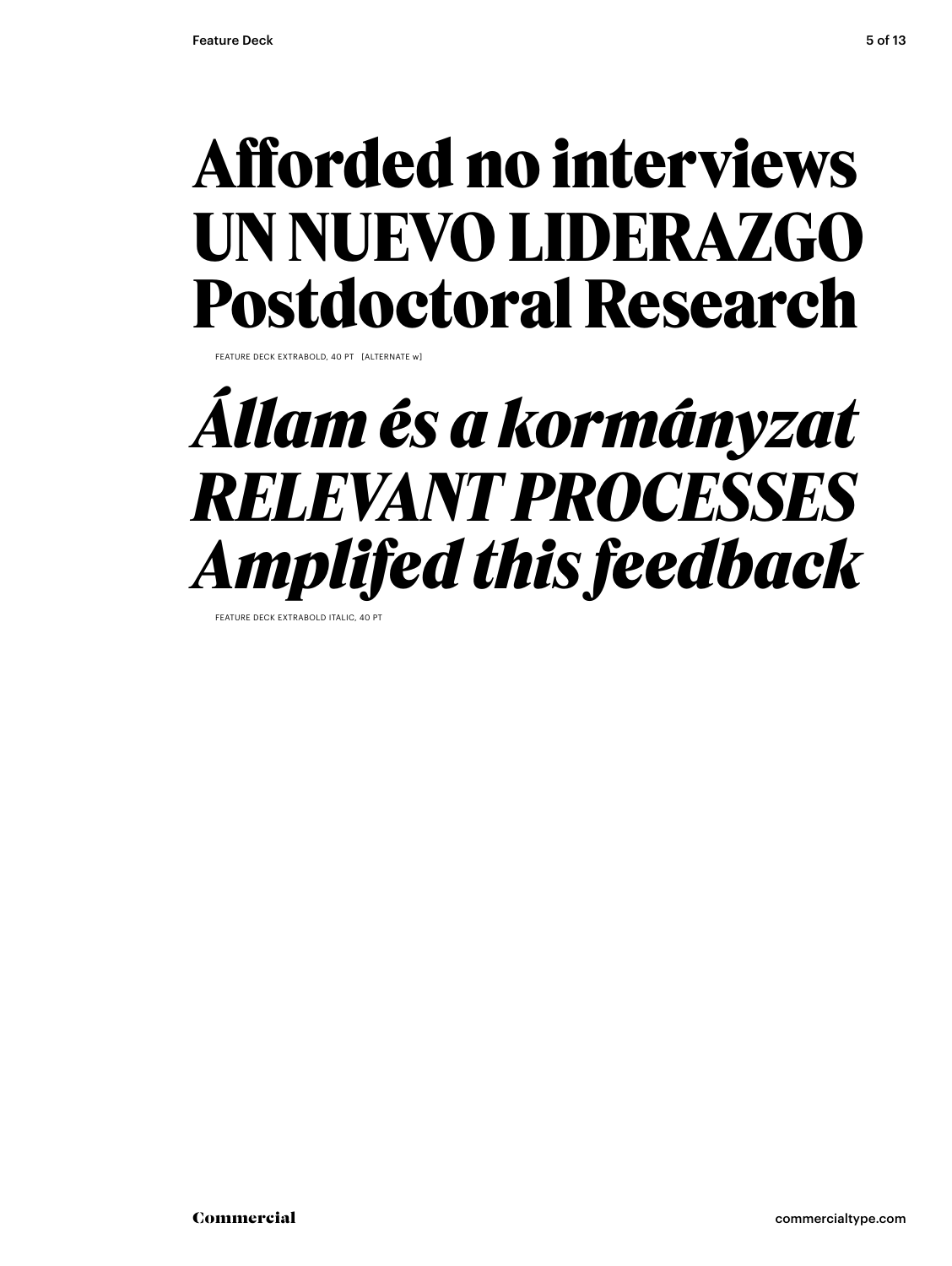**Afforded no interviews**
**UN NUEVO LIDERAZGO**
**Postdoctoral Research**

FEATURE DECK EXTRABOLD, 40 PT [ALTERNATE w]

***Állam és a kormányzat***
***RELEVANT PROCESSES***
***Amplifed this feedback***

FEATURE DECK EXTRABOLD ITALIC, 40 PT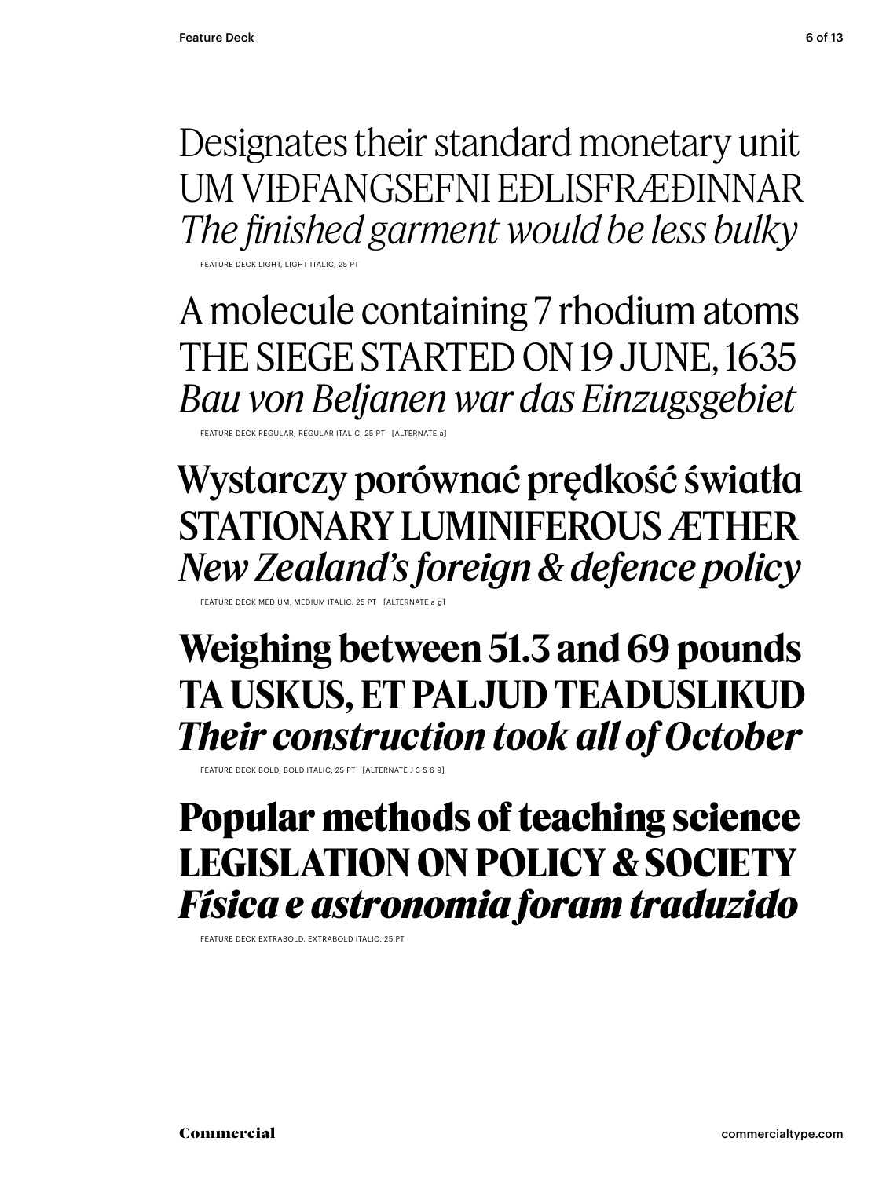Designates their standard monetary unit
UM VIÐFANGSEFNI EÐLISFRÆÐINNAR
*The finished garment would be less bulky*

FEATURE DECK LIGHT, LIGHT ITALIC, 25 PT

A molecule containing 7 rhodium atoms
THE SIEGE STARTED ON 19 JUNE, 1635
*Bau von Beljanen war das Einzugsgebiet*

FEATURE DECK REGULAR, REGULAR ITALIC, 25 PT [ALTERNATE a]

Wystarczy porównać prędkość światła
STATIONARY LUMINIFEROUS ÆTHER
*New Zealand's foreign & defence policy*

FEATURE DECK MEDIUM, MEDIUM ITALIC, 25 PT [ALTERNATE a g]

**Weighing between 51.3 and 69 pounds**
**TA USKUS, ET PALJUD TEADUSLIKUD**
***Their construction took all of October***

FEATURE DECK BOLD, BOLD ITALIC, 25 PT [ALTERNATE J 3 5 6 9]

**Popular methods of teaching science**
**LEGISLATION ON POLICY & SOCIETY**
***Física e astronomia foram traduzido***

FEATURE DECK EXTRABOLD, EXTRABOLD ITALIC, 25 PT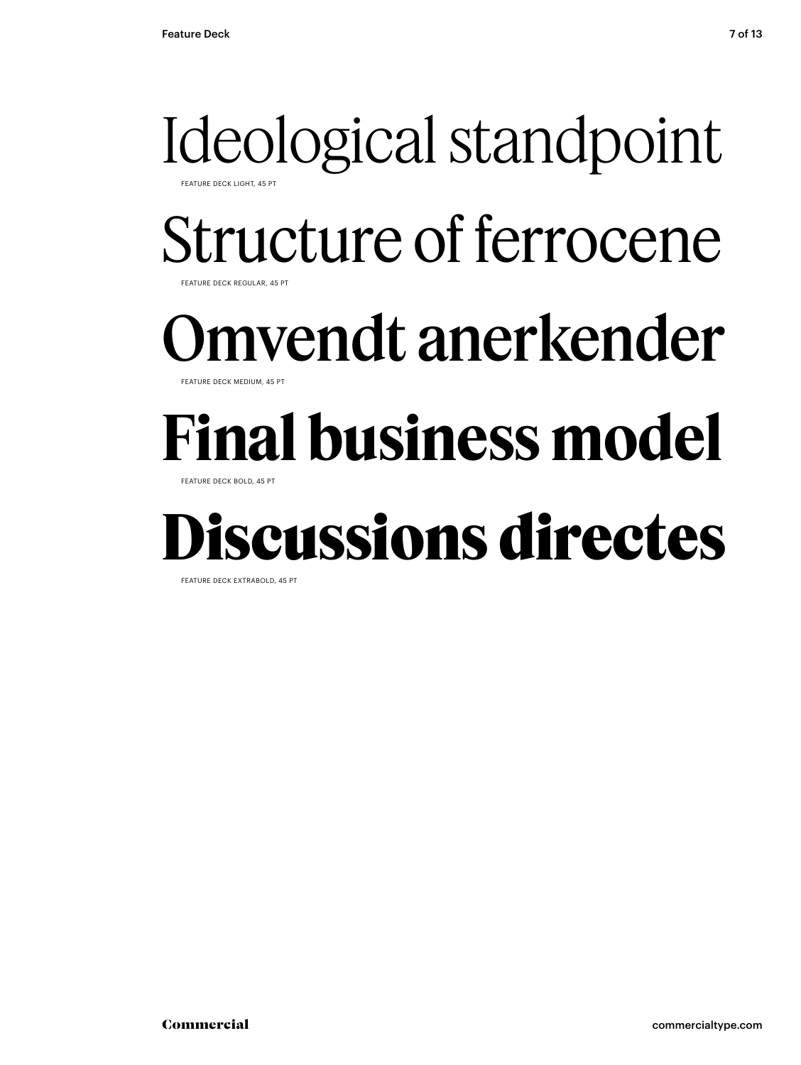Ideological standpoint

FEATURE DECK LIGHT, 45 PT

Structure of ferrocene

FEATURE DECK REGULAR, 45 PT

Omvendt anerkender

FEATURE DECK MEDIUM, 45 PT

**Final business model**

FEATURE DECK BOLD, 45 PT

**Discussions directes**

FEATURE DECK EXTRABOLD, 45 PT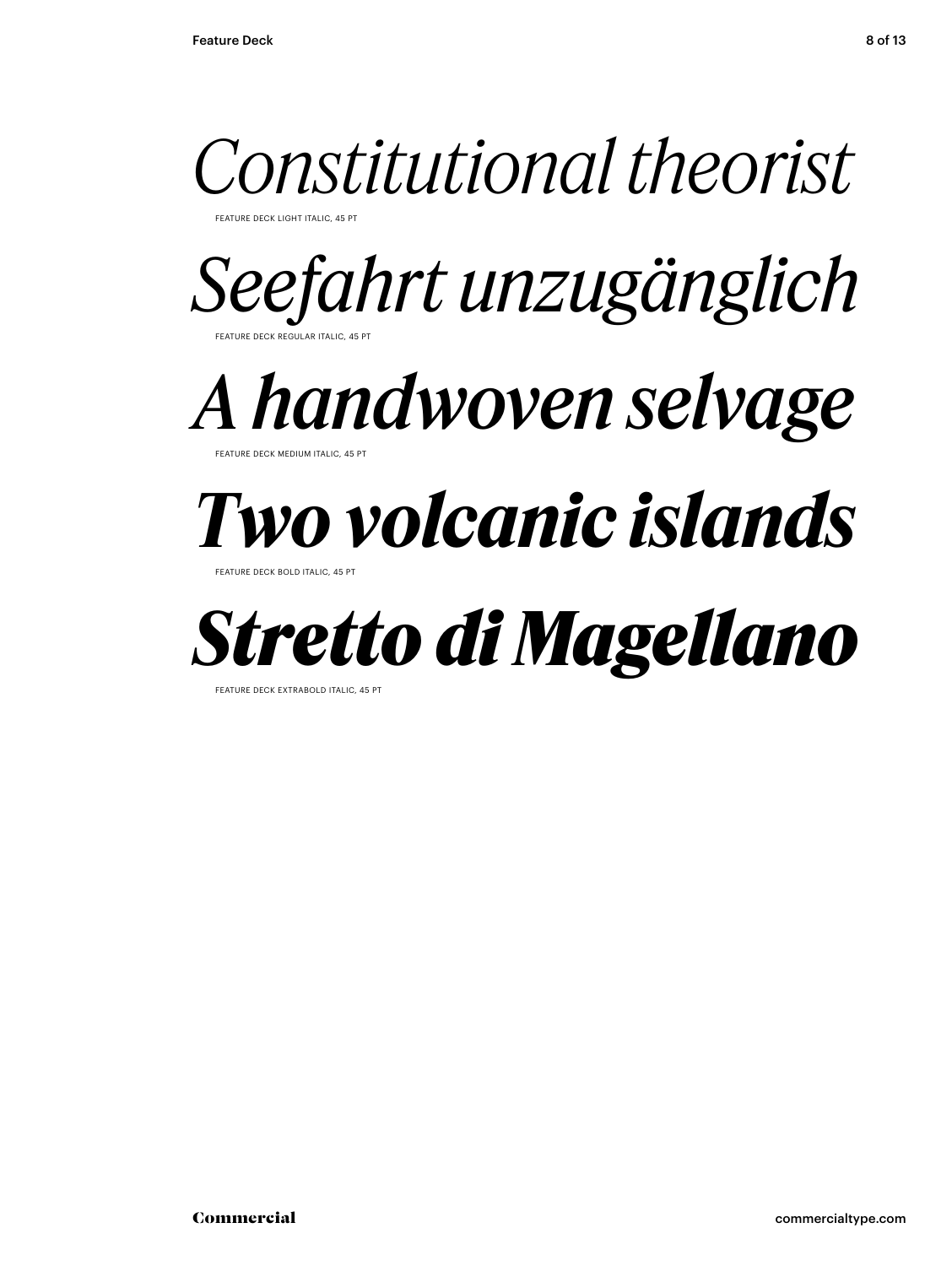*Constitutional theorist*

FEATURE DECK LIGHT ITALIC, 45 PT

*Seefahrt unzugänglich*

FEATURE DECK REGULAR ITALIC, 45 PT

*A handwoven selvage*

FEATURE DECK MEDIUM ITALIC, 45 PT

***Two volcanic islands***

FEATURE DECK BOLD ITALIC, 45 PT

***Stretto di Magellano***

FEATURE DECK EXTRABOLD ITALIC, 45 PT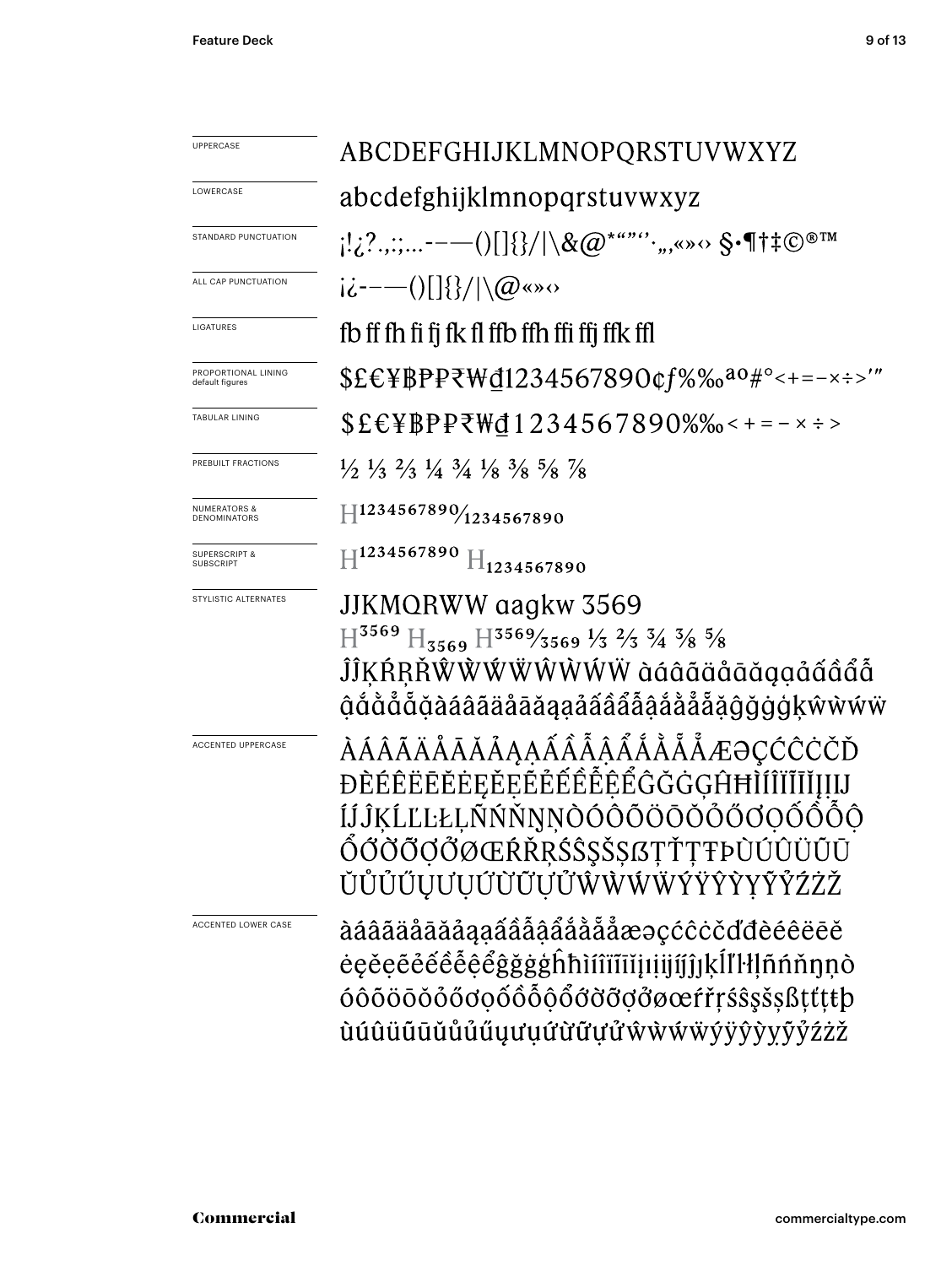| | |
|---|---|
| UPPERCASE | ABCDEFGHIJKLMNOPQRSTUVWXYZ |
| LOWERCASE | abcdefghijklmnopqrstuvwxyz |
| STANDARD PUNCTUATION | ¡!¿?.,:;...-–—()[]{}/\|\&@*“”‘’·„‚«»‹› §•¶†‡©®™ |
| ALL CAP PUNCTUATION | ¡¿-–—()[]{}/\|\@«»‹› |
| LIGATURES | fb ff fh fi fj fk fl ffb ffh ffi ffj ffk ffl |
| PROPORTIONAL LINING default figures | $£€¥฿₽₱₹₩₫1234567890¢ƒ%‰ªº#°<+=−×÷>′″ |
| TABULAR LINING | $£€¥฿₽₱₹₩₫1234567890%‰<+=−×÷> |
| PREBUILT FRACTIONS | ½ ⅓ ⅔ ¼ ¾ ⅛ ⅜ ⅝ ⅞ |
| NUMERATORS & DENOMINATORS | H1234567890⁄1234567890 |
| SUPERSCRIPT & SUBSCRIPT | $H^{1234567890}$ $H_{1234567890}$ |
| STYLISTIC ALTERNATES | JJKMQRWW aagkw 3569<br>$H^{3569}$ $H_{3569}$ H3569⁄3569 ⅓ ⅔ ¾ ⅜ ⅝<br>ĴĴĶŔŖŘŴẀẂẄŴẀẂẄ àáâãäåāăąạảấầẩẫ<br>ậắằẳẵặàáâãäåāăąạảấầẩẫậắằẳẵặĝğġģķŵẁẃẅ |
| ACCENTED UPPERCASE | ÀÁÂÃÄÅĀĂẢĄẠẤẦẪẬẨẮẰẴẲÆƏÇĆĈĊČĎ<br>ĐÈÉÊËĒĔĖĘĚẸẼẺẾỀỄỆỂĜĞĠĢĤĦÌÍÎÏĨĪĬĮİĲ<br>ÍĴĴĶĹĽĿŁĻÑŃŇŊŅÒÓÔÕÖŌŎỎŐƠỌỐỒỖỘ<br>ỔỚỜỠỢỞØŒŔŘŖŚŜŞŠȘẞŢŤȚŦÞÙÚÛÜŨŪ<br>ŬŮỦŰŲƯỤỨỪỮỰỬŴẀẂẄÝŸŶỲỴỸỶŹŻŽ |
| ACCENTED LOWER CASE | àáâãäåāăảąạấầẫậẩắằẵẳæəçćĉċčďđèéêëēĕ<br>ėęěẹẽẻếềễệểĝğġģĥħìíîïĩīĭįıĳíĵĵķĺľŀłļñńňŋņò<br>óôõöōŏỏőơọốồỗộổớờỡợởøœŕřŗśŝşšșßţťțŧþ<br>ùúûüũūŭůủűųưụứừữựửŵẁẃẅýÿŷỳỵỹỷźżž |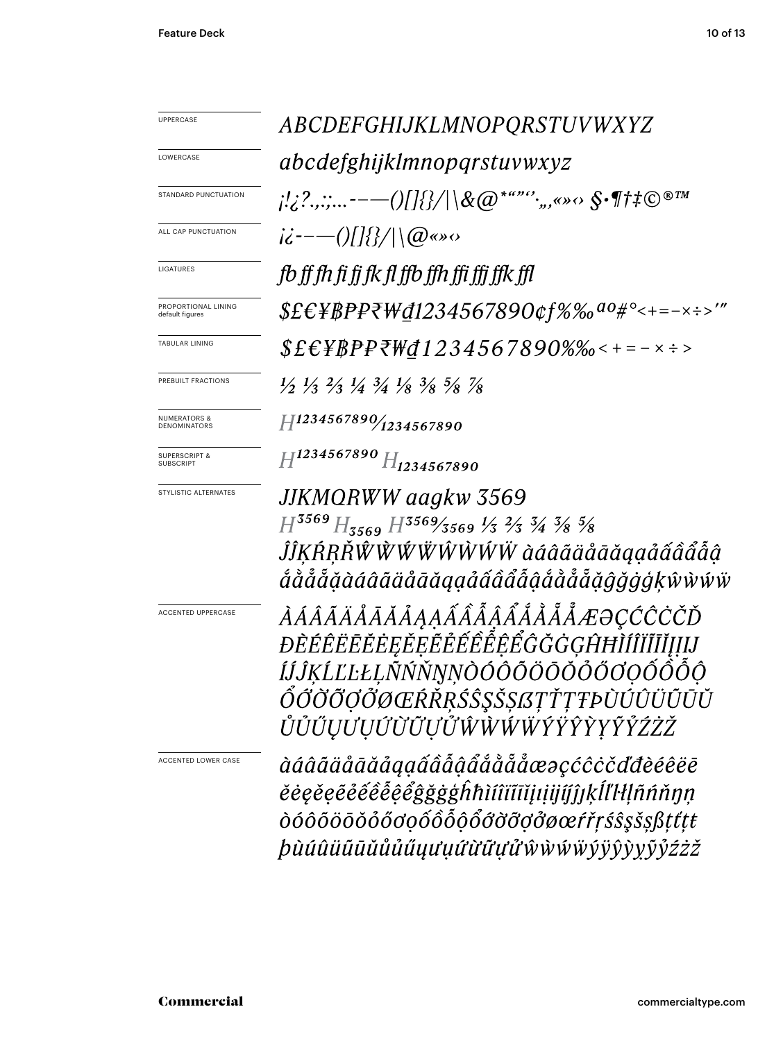| | |
|---|---|
| UPPERCASE | *ABCDEFGHIJKLMNOPQRSTUVWXYZ* |
| LOWERCASE | *abcdefghijklmnopqrstuvwxyz* |
| STANDARD PUNCTUATION | *¡!¿?.,:;...-–—()[]{}/\|\&@*"""'',„«»‹› §•¶†‡©®™* |
| ALL CAP PUNCTUATION | *¡¿-–—()[]{}/\|\@«»‹›* |
| LIGATURES | *fb ff fh fi fj fk fl ffb ffh ffi ffj ffk ffl* |
| PROPORTIONAL LINING default figures | *$£€¥₿₽₱₹₩₫1234567890¢ƒ%‰ªº#°<+=−×÷>′″* |
| TABULAR LINING | *$£€¥₿₽₱₹₩₫1234567890%‰<+=−×÷>* |
| PREBUILT FRACTIONS | *½ ⅓ ⅔ ¼ ¾ ⅛ ⅜ ⅝ ⅞* |
| NUMERATORS & DENOMINATORS | *H1234567890⁄1234567890* |
| SUPERSCRIPT & SUBSCRIPT | *H1234567890 H1234567890* |
| STYLISTIC ALTERNATES | *JJKMQRWW aagkw 3569*<br>*H3569 H3569 H3569⁄3569 ⅓ ⅔ ¾ ⅜ ⅝*<br>*ĴĴĶŔŖŘŴẀẂẄŴẀẂẄ àáâãäåāăąạảấầẩẫậ*<br>*ắằẳẵặàáâãäåāăąạảấầẩẫậắằẳẵặĝğġģķŵẁẃẅ* |
| ACCENTED UPPERCASE | *ÀÁÂÃÄÅĀĂẢĄẠẤẦẨẪẬẮẰẲẴÆƏÇĆĈĊČĎ*<br>*ĐÈÉÊËĒĔĖĘĚẸẼẺẾỀỂỄỆĜĞĠĢĤĦÌÍÎÏĨĪĬĮỊIJ*<br>*ĺĴĶĹĽĿŁĻÑŃŇŊŅÒÓÔÕÖŌŎỎŐƠỌỐỒỔỖỘ*<br>*ỚỜỞỠỢỞØŒŔŘŖŚŜŞŠȘẞŢŤȚŦÞÙÚÛÜŨŪŬ*<br>*ŮỦŰŲƯỤỨỪỮỰỬŴẀẂẄÝŸŶỲỴỸỶŹŻŽ* |
| ACCENTED LOWER CASE | *àáâãäåāăảąạấầẩẫậắằẳẵæəçćĉċčďđèéêëē*<br>*ĕėęěẹẽẻếềểễệĝğġģĥħìíîïĩīĭįịıijĵĵķĺľŀłļñńňŋņ*<br>*òóôõöōŏỏőơọốồổỗộớờỡợởøœŕřŗśŝşšșßţťțŧ*<br>*þùúûüũūŭůủűųưụứừữựửŵẁẃẅýÿŷỳỵỹỷźżž* |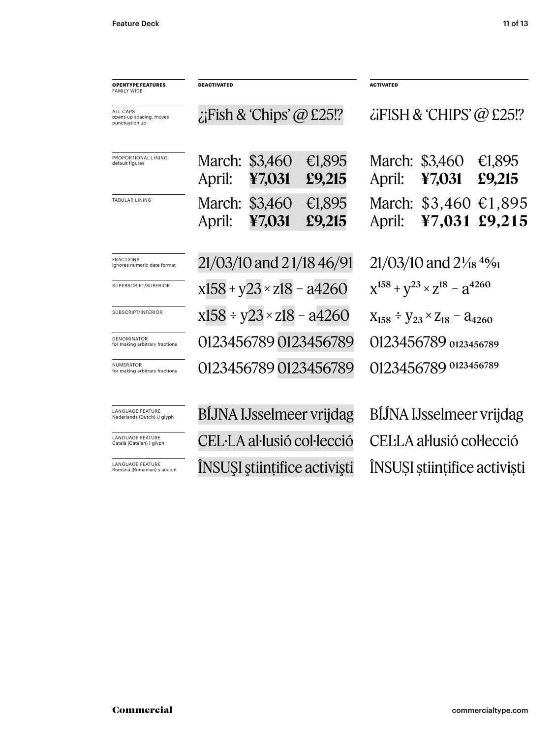| **OPENTYPE FEATURES** FAMILY WIDE | **DEACTIVATED** | **ACTIVATED** |
|---|---|---|
| ALL CAPS opens up spacing, moves punctuation up | ¿¡Fish & 'Chips' @ £25!? | ¿¡FISH & 'CHIPS' @ £25!? |
| PROPORTIONAL LINING default figures | March: $3,460 €1,895<br>April: **¥7,031** **£9,215** | March: $3,460 €1,895<br>April: **¥7,031** **£9,215** |
| TABULAR LINING | March: $3,460 €1,895<br>April: **¥7,031** **£9,215** | March: $3,460 €1,895<br>April: **¥7,031** **£9,215** |
| FRACTIONS ignores numeric date format | 21/03/10 and 2 1/18 46/91 | 21/03/10 and 2 $\frac{1}{18}$ $\frac{46}{91}$ |
| SUPERSCRIPT/SUPERIOR | x158 + y23 × z18 − a4260 | $x^{158} + y^{23} \times z^{18} - a^{4260}$ |
| SUBSCRIPT/INFERIOR | x158 ÷ y23 × z18 − a4260 | $x_{158} \div y_{23} \times z_{18} - a_{4260}$ |
| DENOMINATOR for making arbitrary fractions | 0123456789 0123456789 | 0123456789 $_{0123456789}$ |
| NUMERATOR for making arbitrary fractions | 0123456789 0123456789 | 0123456789 $^{0123456789}$ |
| LANGUAGE FEATURE Nederlands (Dutch) IJ glyph | BÍJNA IJsselmeer vrijdag | BÍJNA IJsselmeer vrijdag |
| LANGUAGE FEATURE Català (Catalan) ŀ glyph | CEL·LA al·lusió col·lecció | CEĿLA aŀlusió coŀlecció |
| LANGUAGE FEATURE Română (Romanian) s accent | ÎNSUŞI ştiinţifice activişti | ÎNSUȘI științifice activiști |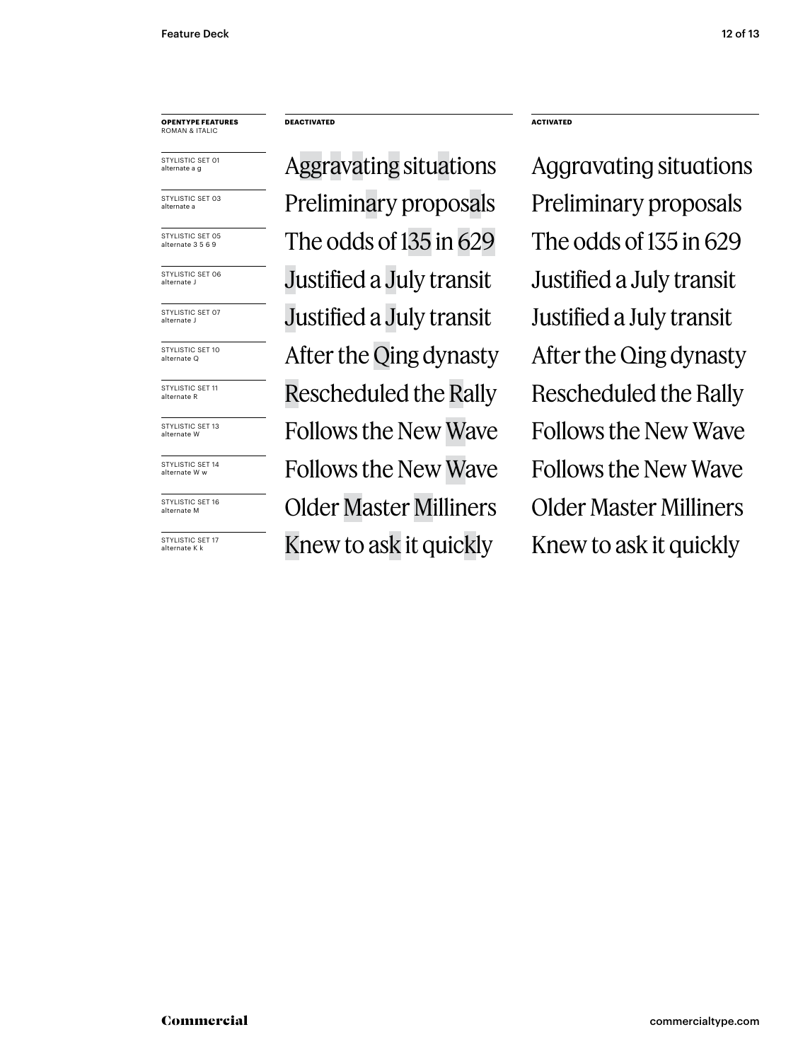| **OPENTYPE FEATURES** ROMAN & ITALIC | **DEACTIVATED** | **ACTIVATED** |
| --- | --- | --- |
| STYLISTIC SET 01 alternate a g | Aggravating situations | Aggravating situations |
| STYLISTIC SET 03 alternate a | Preliminary proposals | Preliminary proposals |
| STYLISTIC SET 05 alternate 3 5 6 9 | The odds of 135 in 629 | The odds of 135 in 629 |
| STYLISTIC SET 06 alternate J | Justified a July transit | Justified a July transit |
| STYLISTIC SET 07 alternate J | Justified a July transit | Justified a July transit |
| STYLISTIC SET 10 alternate Q | After the Qing dynasty | After the Qing dynasty |
| STYLISTIC SET 11 alternate R | Rescheduled the Rally | Rescheduled the Rally |
| STYLISTIC SET 13 alternate W | Follows the New Wave | Follows the New Wave |
| STYLISTIC SET 14 alternate W w | Follows the New Wave | Follows the New Wave |
| STYLISTIC SET 16 alternate M | Older Master Milliners | Older Master Milliners |
| STYLISTIC SET 17 alternate K k | Knew to ask it quickly | Knew to ask it quickly |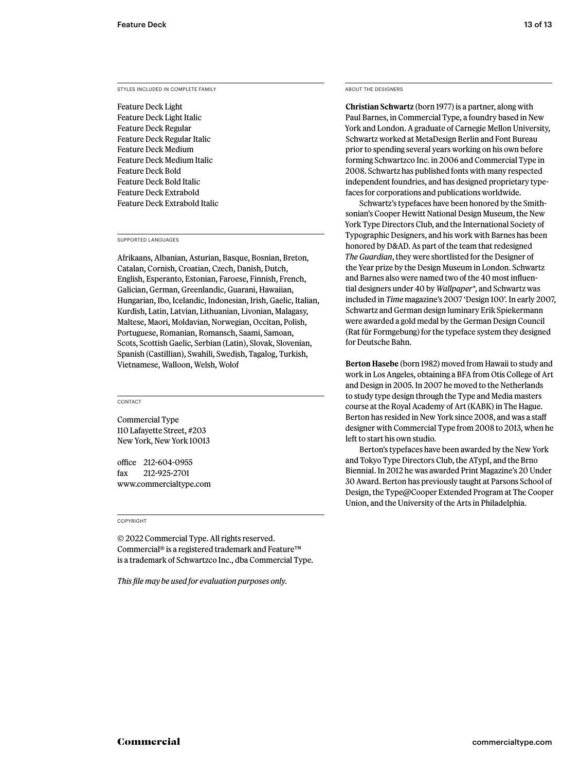## STYLES INCLUDED IN COMPLETE FAMILY

Feature Deck Light
Feature Deck Light Italic
Feature Deck Regular
Feature Deck Regular Italic
Feature Deck Medium
Feature Deck Medium Italic
Feature Deck Bold
Feature Deck Bold Italic
Feature Deck Extrabold
Feature Deck Extrabold Italic

## SUPPORTED LANGUAGES

Afrikaans, Albanian, Asturian, Basque, Bosnian, Breton, Catalan, Cornish, Croatian, Czech, Danish, Dutch, English, Esperanto, Estonian, Faroese, Finnish, French, Galician, German, Greenlandic, Guarani, Hawaiian, Hungarian, Ibo, Icelandic, Indonesian, Irish, Gaelic, Italian, Kurdish, Latin, Latvian, Lithuanian, Livonian, Malagasy, Maltese, Maori, Moldavian, Norwegian, Occitan, Polish, Portuguese, Romanian, Romansch, Saami, Samoan, Scots, Scottish Gaelic, Serbian (Latin), Slovak, Slovenian, Spanish (Castillian), Swahili, Swedish, Tagalog, Turkish, Vietnamese, Walloon, Welsh, Wolof

## CONTACT

Commercial Type
110 Lafayette Street, #203
New York, New York 10013

office 212-604-0955
fax 212-925-2701
www.commercialtype.com

## COPYRIGHT

© 2022 Commercial Type. All rights reserved. Commercial® is a registered trademark and Feature™ is a trademark of Schwartzco Inc., dba Commercial Type.

*This file may be used for evaluation purposes only.*

## ABOUT THE DESIGNERS

**Christian Schwartz** (born 1977) is a partner, along with Paul Barnes, in Commercial Type, a foundry based in New York and London. A graduate of Carnegie Mellon University, Schwartz worked at MetaDesign Berlin and Font Bureau prior to spending several years working on his own before forming Schwartzco Inc. in 2006 and Commercial Type in 2008. Schwartz has published fonts with many respected independent foundries, and has designed proprietary typefaces for corporations and publications worldwide.

Schwartz's typefaces have been honored by the Smithsonian's Cooper Hewitt National Design Museum, the New York Type Directors Club, and the International Society of Typographic Designers, and his work with Barnes has been honored by D&AD. As part of the team that redesigned *The Guardian*, they were shortlisted for the Designer of the Year prize by the Design Museum in London. Schwartz and Barnes also were named two of the 40 most influential designers under 40 by *Wallpaper**, and Schwartz was included in *Time* magazine's 2007 'Design 100'. In early 2007, Schwartz and German design luminary Erik Spiekermann were awarded a gold medal by the German Design Council (Rat für Formgebung) for the typeface system they designed for Deutsche Bahn.

**Berton Hasebe** (born 1982) moved from Hawaii to study and work in Los Angeles, obtaining a BFA from Otis College of Art and Design in 2005. In 2007 he moved to the Netherlands to study type design through the Type and Media masters course at the Royal Academy of Art (KABK) in The Hague. Berton has resided in New York since 2008, and was a staff designer with Commercial Type from 2008 to 2013, when he left to start his own studio.

Berton's typefaces have been awarded by the New York and Tokyo Type Directors Club, the ATypI, and the Brno Biennial. In 2012 he was awarded Print Magazine's 20 Under 30 Award. Berton has previously taught at Parsons School of Design, the Type@Cooper Extended Program at The Cooper Union, and the University of the Arts in Philadelphia.